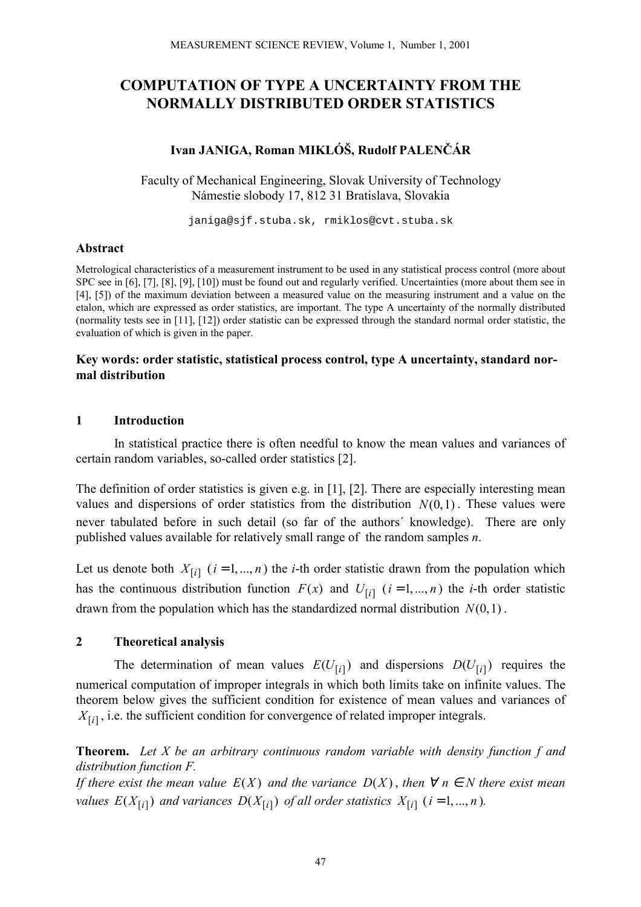# COMPUTATION OF TYPE A UNCERTAINTY FROM THE NORMALLY DISTRIBUTED ORDER STATISTICS

**Ivan JANIGA, Roman MIKLÓŠ, Rudolf PALENČÁR**

Faculty of Mechanical Engineering, Slovak University of Technology
Námestie slobody 17, 812 31 Bratislava, Slovakia

janiga@sjf.stuba.sk, rmiklos@cvt.stuba.sk

### Abstract

Metrological characteristics of a measurement instrument to be used in any statistical process control (more about SPC see in [6], [7], [8], [9], [10]) must be found out and regularly verified. Uncertainties (more about them see in [4], [5]) of the maximum deviation between a measured value on the measuring instrument and a value on the etalon, which are expressed as order statistics, are important. The type A uncertainty of the normally distributed (normality tests see in [11], [12]) order statistic can be expressed through the standard normal order statistic, the evaluation of which is given in the paper.

**Key words: order statistic, statistical process control, type A uncertainty, standard normal distribution**

## 1 Introduction

In statistical practice there is often needful to know the mean values and variances of certain random variables, so-called order statistics [2].

The definition of order statistics is given e.g. in [1], [2]. There are especially interesting mean values and dispersions of order statistics from the distribution $N(0,1)$. These values were never tabulated before in such detail (so far of the authors´ knowledge). There are only published values available for relatively small range of the random samples $n$.

Let us denote both $X_{[i]}$ $(i = 1, ..., n)$ the $i$-th order statistic drawn from the population which has the continuous distribution function $F(x)$ and $U_{[i]}$ $(i = 1, ..., n)$ the $i$-th order statistic drawn from the population which has the standardized normal distribution $N(0,1)$.

## 2 Theoretical analysis

The determination of mean values $E(U_{[i]})$ and dispersions $D(U_{[i]})$ requires the numerical computation of improper integrals in which both limits take on infinite values. The theorem below gives the sufficient condition for existence of mean values and variances of $X_{[i]}$, i.e. the sufficient condition for convergence of related improper integrals.

**Theorem.** *Let X be an arbitrary continuous random variable with density function f and distribution function F.*
*If there exist the mean value $E(X)$ and the variance $D(X)$, then $\forall\, n \in N$ there exist mean values $E(X_{[i]})$ and variances $D(X_{[i]})$ of all order statistics $X_{[i]}$ $(i = 1, ..., n)$.*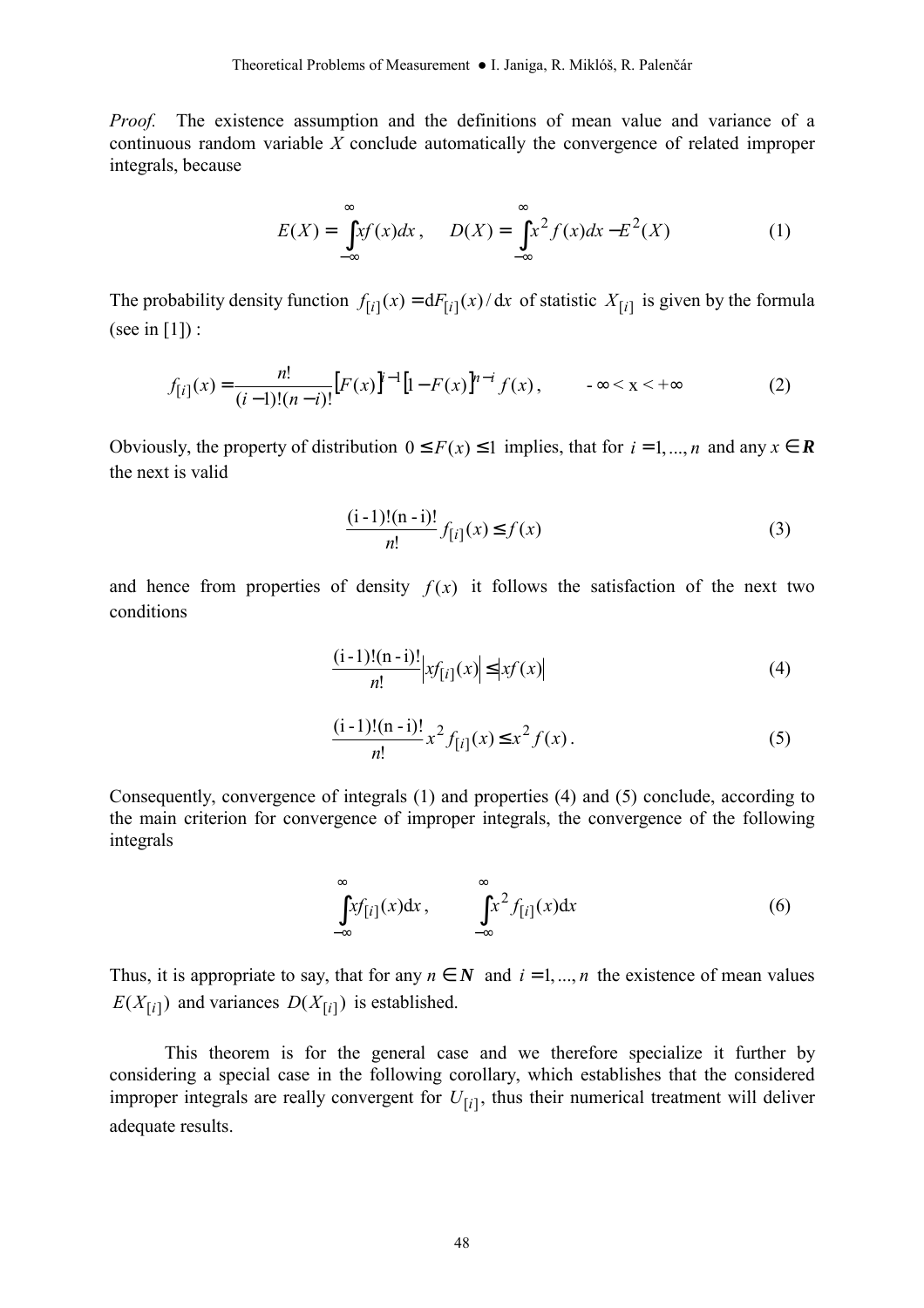*Proof.* The existence assumption and the definitions of mean value and variance of a continuous random variable $X$ conclude automatically the convergence of related improper integrals, because

$$E(X) = \int_{-\infty}^{\infty} xf(x)dx\,, \quad D(X) = \int_{-\infty}^{\infty} x^2 f(x)dx - E^2(X) \tag{1}$$

The probability density function $f_{[i]}(x) = \mathrm{d}F_{[i]}(x)/\mathrm{d}x$ of statistic $X_{[i]}$ is given by the formula (see in [1]) :

$$f_{[i]}(x) = \frac{n!}{(i-1)!(n-i)!}\left[F(x)\right]^{i-1}\left[1-F(x)\right]^{n-i} f(x)\,, \qquad -\infty < x < +\infty \tag{2}$$

Obviously, the property of distribution $0 \le F(x) \le 1$ implies, that for $i = 1, ..., n$ and any $x \in \boldsymbol{R}$ the next is valid

$$\frac{(i-1)!(n-i)!}{n!} f_{[i]}(x) \le f(x) \tag{3}$$

and hence from properties of density $f(x)$ it follows the satisfaction of the next two conditions

$$\frac{(i-1)!(n-i)!}{n!}\left|xf_{[i]}(x)\right| \le \left|xf(x)\right| \tag{4}$$

$$\frac{(i-1)!(n-i)!}{n!} x^2 f_{[i]}(x) \le x^2 f(x)\,. \tag{5}$$

Consequently, convergence of integrals (1) and properties (4) and (5) conclude, according to the main criterion for convergence of improper integrals, the convergence of the following integrals

$$\int_{-\infty}^{\infty} xf_{[i]}(x)\mathrm{d}x\,, \qquad \int_{-\infty}^{\infty} x^2 f_{[i]}(x)\mathrm{d}x \tag{6}$$

Thus, it is appropriate to say, that for any $n \in \boldsymbol{N}$ and $i = 1, ..., n$ the existence of mean values $E(X_{[i]})$ and variances $D(X_{[i]})$ is established.

This theorem is for the general case and we therefore specialize it further by considering a special case in the following corollary, which establishes that the considered improper integrals are really convergent for $U_{[i]}$, thus their numerical treatment will deliver adequate results.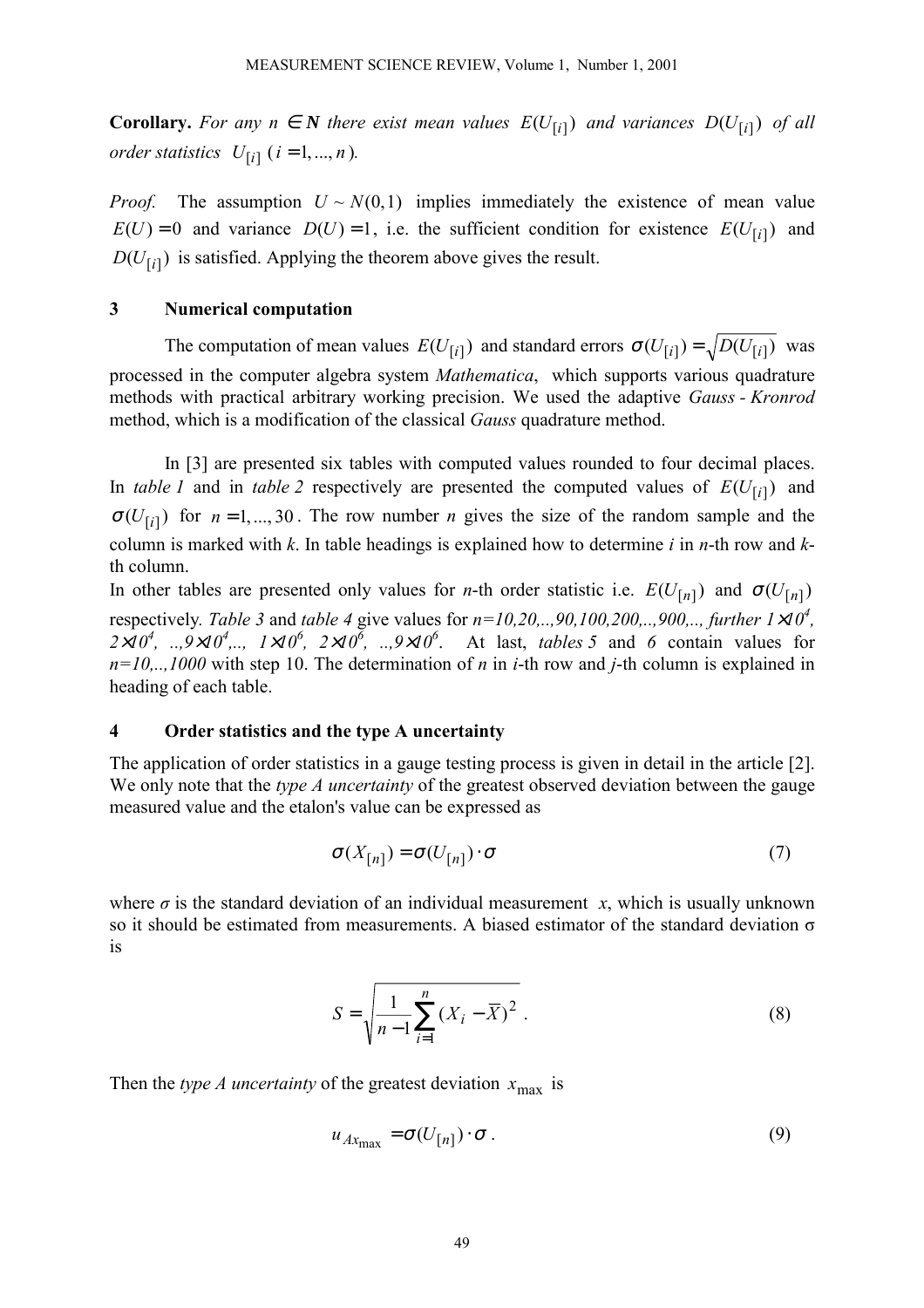**Corollary.** *For any $n \in \mathbf{N}$ there exist mean values $E(U_{[i]})$ and variances $D(U_{[i]})$ of all order statistics $U_{[i]}$ $(i = 1, ..., n)$.*

*Proof.* The assumption $U \sim N(0,1)$ implies immediately the existence of mean value $E(U) = 0$ and variance $D(U) = 1$, i.e. the sufficient condition for existence $E(U_{[i]})$ and $D(U_{[i]})$ is satisfied. Applying the theorem above gives the result.

## 3 Numerical computation

The computation of mean values $E(U_{[i]})$ and standard errors $\sigma(U_{[i]}) = \sqrt{D(U_{[i]})}$ was processed in the computer algebra system *Mathematica*, which supports various quadrature methods with practical arbitrary working precision. We used the adaptive *Gauss - Kronrod* method, which is a modification of the classical *Gauss* quadrature method.

In [3] are presented six tables with computed values rounded to four decimal places. In *table 1* and in *table 2* respectively are presented the computed values of $E(U_{[i]})$ and $\sigma(U_{[i]})$ for $n = 1, ..., 30$. The row number *n* gives the size of the random sample and the column is marked with *k*. In table headings is explained how to determine *i* in *n*-th row and *k*-th column.

In other tables are presented only values for *n*-th order statistic i.e. $E(U_{[n]})$ and $\sigma(U_{[n]})$ respectively. *Table 3* and *table 4* give values for *n=10,20,..,90,100,200,..,900,.., further* $1\times10^4$, $2\times10^4$, ..,$9\times10^4$,.., $1\times10^6$, $2\times10^6$, ..,$9\times10^6$. At last, *tables 5* and *6* contain values for *n=10,..,1000* with step 10. The determination of *n* in *i*-th row and *j*-th column is explained in heading of each table.

## 4 Order statistics and the type A uncertainty

The application of order statistics in a gauge testing process is given in detail in the article [2]. We only note that the *type A uncertainty* of the greatest observed deviation between the gauge measured value and the etalon's value can be expressed as

$$\sigma(X_{[n]}) = \sigma(U_{[n]}) \cdot \sigma \tag{7}$$

where $\sigma$ is the standard deviation of an individual measurement $x$, which is usually unknown so it should be estimated from measurements. A biased estimator of the standard deviation $\sigma$ is

$$S = \sqrt{\frac{1}{n-1}\sum_{i=1}^{n}(X_i - \overline{X})^2}\ . \tag{8}$$

Then the *type A uncertainty* of the greatest deviation $x_{\max}$ is

$$u_{Ax_{\max}} = \sigma(U_{[n]}) \cdot \sigma\ . \tag{9}$$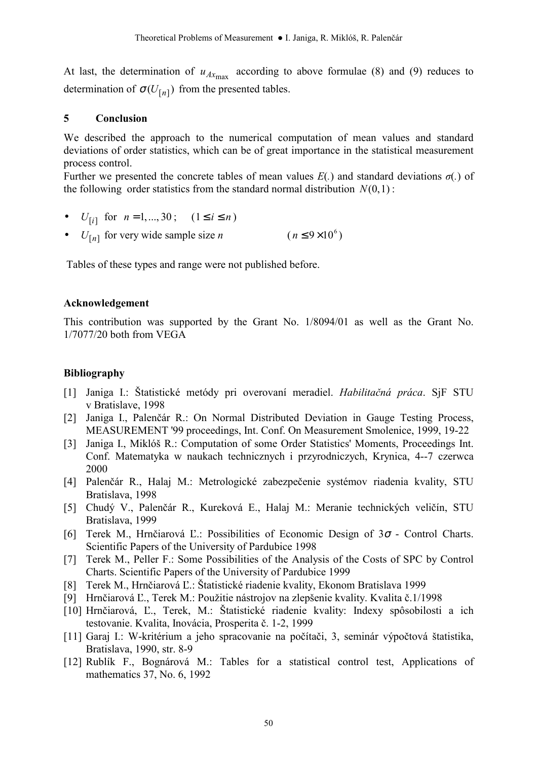At last, the determination of $u_{Ax_{\max}}$ according to above formulae (8) and (9) reduces to determination of $\sigma(U_{[n]})$ from the presented tables.

## 5 Conclusion

We described the approach to the numerical computation of mean values and standard deviations of order statistics, which can be of great importance in the statistical measurement process control.
Further we presented the concrete tables of mean values $E(.)$ and standard deviations $\sigma(.)$ of the following order statistics from the standard normal distribution $N(0,1)$ :

- $U_{[i]}$ for $n = 1, ..., 30$ ; $(1 \le i \le n)$
- $U_{[n]}$ for very wide sample size $n$ $(n \le 9 \times 10^6)$

Tables of these types and range were not published before.

### Acknowledgement

This contribution was supported by the Grant No. 1/8094/01 as well as the Grant No. 1/7077/20 both from VEGA

### Bibliography

[1] Janiga I.: Štatistické metódy pri overovaní meradiel. *Habilitačná práca*. SjF STU v Bratislave, 1998

[2] Janiga I., Palenčár R.: On Normal Distributed Deviation in Gauge Testing Process, MEASUREMENT '99 proceedings, Int. Conf. On Measurement Smolenice, 1999, 19-22

[3] Janiga I., Miklóš R.: Computation of some Order Statistics' Moments, Proceedings Int. Conf. Matematyka w naukach technicznych i przyrodniczych, Krynica, 4--7 czerwca 2000

[4] Palenčár R., Halaj M.: Metrologické zabezpečenie systémov riadenia kvality, STU Bratislava, 1998

[5] Chudý V., Palenčár R., Kureková E., Halaj M.: Meranie technických veličín, STU Bratislava, 1999

[6] Terek M., Hrnčiarová Ľ.: Possibilities of Economic Design of $3\sigma$ - Control Charts. Scientific Papers of the University of Pardubice 1998

[7] Terek M., Peller F.: Some Possibilities of the Analysis of the Costs of SPC by Control Charts. Scientific Papers of the University of Pardubice 1999

[8] Terek M., Hrnčiarová Ľ.: Štatistické riadenie kvality, Ekonom Bratislava 1999

[9] Hrnčiarová Ľ., Terek M.: Použitie nástrojov na zlepšenie kvality. Kvalita č.1/1998

[10] Hrnčiarová, Ľ., Terek, M.: Štatistické riadenie kvality: Indexy spôsobilosti a ich testovanie. Kvalita, Inovácia, Prosperita č. 1-2, 1999

[11] Garaj I.: W-kritérium a jeho spracovanie na počítači, 3, seminár výpočtová štatistika, Bratislava, 1990, str. 8-9

[12] Rublík F., Bognárová M.: Tables for a statistical control test, Applications of mathematics 37, No. 6, 1992